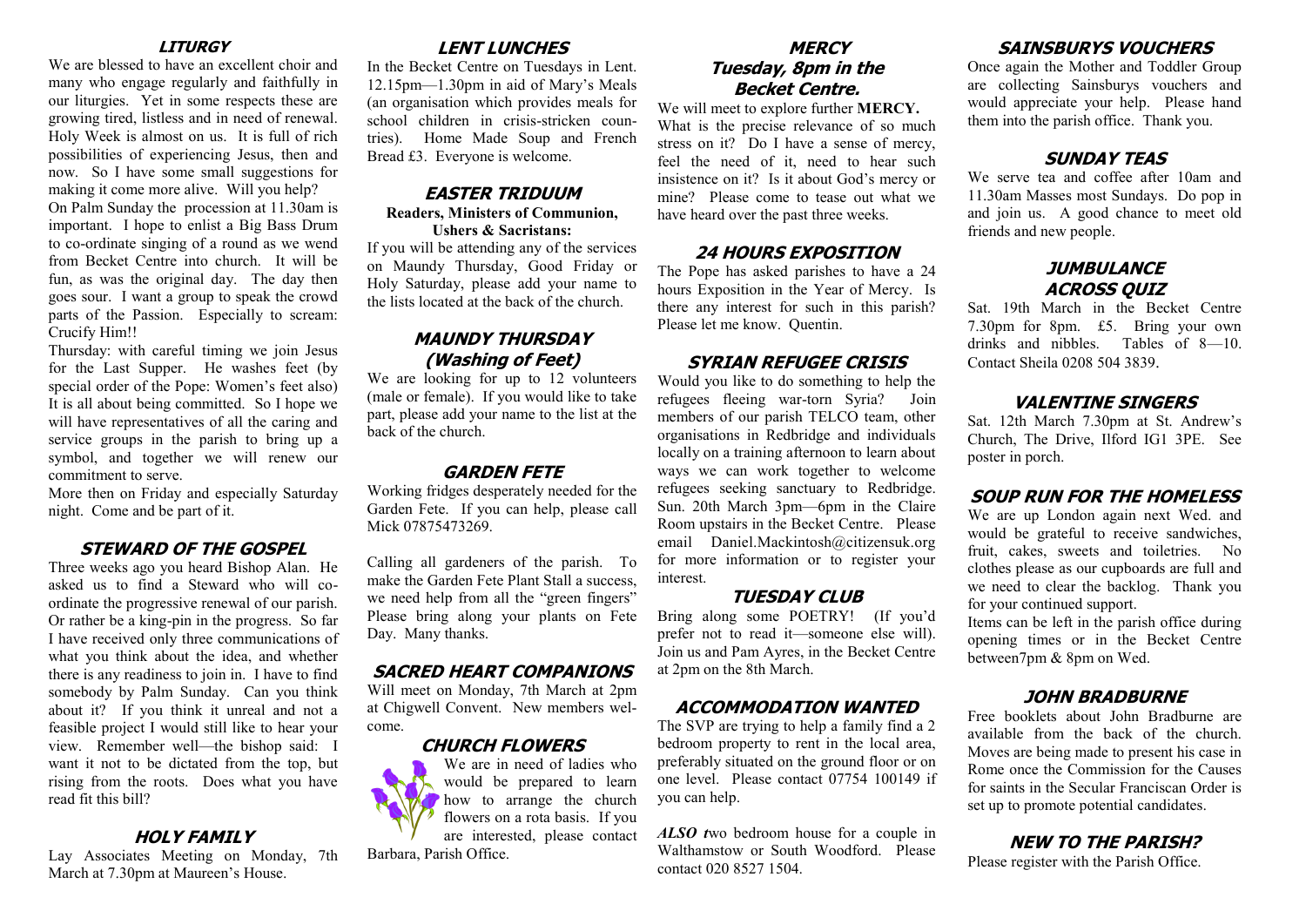## LITURGY

We are blessed to have an excellent choir and many who engage regularly and faithfully in our liturgies. Yet in some respects these are growing tired, listless and in need of renewal. Holy Week is almost on us. It is full of rich possibilities of experiencing Jesus, then and now. So I have some small suggestions for making it come more alive. Will you help?

On Palm Sunday the procession at 11.30am is important. I hope to enlist a Big Bass Drum to co-ordinate singing of a round as we wend from Becket Centre into church. It will be fun, as was the original day. The day then goes sour. I want a group to speak the crowd parts of the Passion. Especially to scream: Crucify Him!!

Thursday: with careful timing we join Jesus for the Last Supper. He washes feet (by special order of the Pope: Women's feet also) It is all about being committed. So I hope we will have representatives of all the caring and service groups in the parish to bring up a symbol, and together we will renew our commitment to serve.

More then on Friday and especially Saturday night. Come and be part of it.

## STEWARD OF THE GOSPEL

Three weeks ago you heard Bishop Alan. He asked us to find a Steward who will co-ordinate the progressive renewal of our parish. Or rather be a king-pin in the progress. So far I have received only three communications of what you think about the idea, and whether there is any readiness to join in. I have to find somebody by Palm Sunday. Can you think about it? If you think it unreal and not a feasible project I would still like to hear your view. Remember well—the bishop said: I want it not to be dictated from the top, but rising from the roots. Does what you have read fit this bill?

## HOLY FAMILY

Lay Associates Meeting on Monday, 7th March at 7.30pm at Maureen's House.

## LENT LUNCHES

In the Becket Centre on Tuesdays in Lent. 12.15pm—1.30pm in aid of Mary's Meals (an organisation which provides meals for school children in crisis-stricken countries). Home Made Soup and French Bread £3. Everyone is welcome.

## EASTER TRIDUUM

**Readers, Ministers of Communion, Ushers & Sacristans:**

If you will be attending any of the services on Maundy Thursday, Good Friday or Holy Saturday, please add your name to the lists located at the back of the church.

## MAUNDY THURSDAY (Washing of Feet)

We are looking for up to 12 volunteers (male or female). If you would like to take part, please add your name to the list at the back of the church.

## GARDEN FETE

Working fridges desperately needed for the Garden Fete. If you can help, please call Mick 07875473269.

Calling all gardeners of the parish. To make the Garden Fete Plant Stall a success, we need help from all the "green fingers" Please bring along your plants on Fete Day. Many thanks.

## SACRED HEART COMPANIONS

Will meet on Monday, 7th March at 2pm at Chigwell Convent. New members welcome.

## CHURCH FLOWERS

We are in need of ladies who would be prepared to learn how to arrange the church flowers on a rota basis. If you are interested, please contact Barbara, Parish Office.

## MERCY
## Tuesday, 8pm in the Becket Centre.

We will meet to explore further **MERCY.** What is the precise relevance of so much stress on it? Do I have a sense of mercy, feel the need of it, need to hear such insistence on it? Is it about God's mercy or mine? Please come to tease out what we have heard over the past three weeks.

## 24 HOURS EXPOSITION

The Pope has asked parishes to have a 24 hours Exposition in the Year of Mercy. Is there any interest for such in this parish? Please let me know. Quentin.

## SYRIAN REFUGEE CRISIS

Would you like to do something to help the refugees fleeing war-torn Syria? Join members of our parish TELCO team, other organisations in Redbridge and individuals locally on a training afternoon to learn about ways we can work together to welcome refugees seeking sanctuary to Redbridge. Sun. 20th March 3pm—6pm in the Claire Room upstairs in the Becket Centre. Please email Daniel.Mackintosh@citizensuk.org for more information or to register your interest.

## TUESDAY CLUB

Bring along some POETRY! (If you'd prefer not to read it—someone else will). Join us and Pam Ayres, in the Becket Centre at 2pm on the 8th March.

## ACCOMMODATION WANTED

The SVP are trying to help a family find a 2 bedroom property to rent in the local area, preferably situated on the ground floor or on one level. Please contact 07754 100149 if you can help.

***ALSO t***wo bedroom house for a couple in Walthamstow or South Woodford. Please contact 020 8527 1504.

## SAINSBURYS VOUCHERS

Once again the Mother and Toddler Group are collecting Sainsburys vouchers and would appreciate your help. Please hand them into the parish office. Thank you.

## SUNDAY TEAS

We serve tea and coffee after 10am and 11.30am Masses most Sundays. Do pop in and join us. A good chance to meet old friends and new people.

## JUMBULANCE ACROSS QUIZ

Sat. 19th March in the Becket Centre 7.30pm for 8pm. £5. Bring your own drinks and nibbles. Tables of 8—10. Contact Sheila 0208 504 3839.

## VALENTINE SINGERS

Sat. 12th March 7.30pm at St. Andrew's Church, The Drive, Ilford IG1 3PE. See poster in porch.

## SOUP RUN FOR THE HOMELESS

We are up London again next Wed. and would be grateful to receive sandwiches, fruit, cakes, sweets and toiletries. No clothes please as our cupboards are full and we need to clear the backlog. Thank you for your continued support.

Items can be left in the parish office during opening times or in the Becket Centre between7pm & 8pm on Wed.

## JOHN BRADBURNE

Free booklets about John Bradburne are available from the back of the church. Moves are being made to present his case in Rome once the Commission for the Causes for saints in the Secular Franciscan Order is set up to promote potential candidates.

## NEW TO THE PARISH?

Please register with the Parish Office.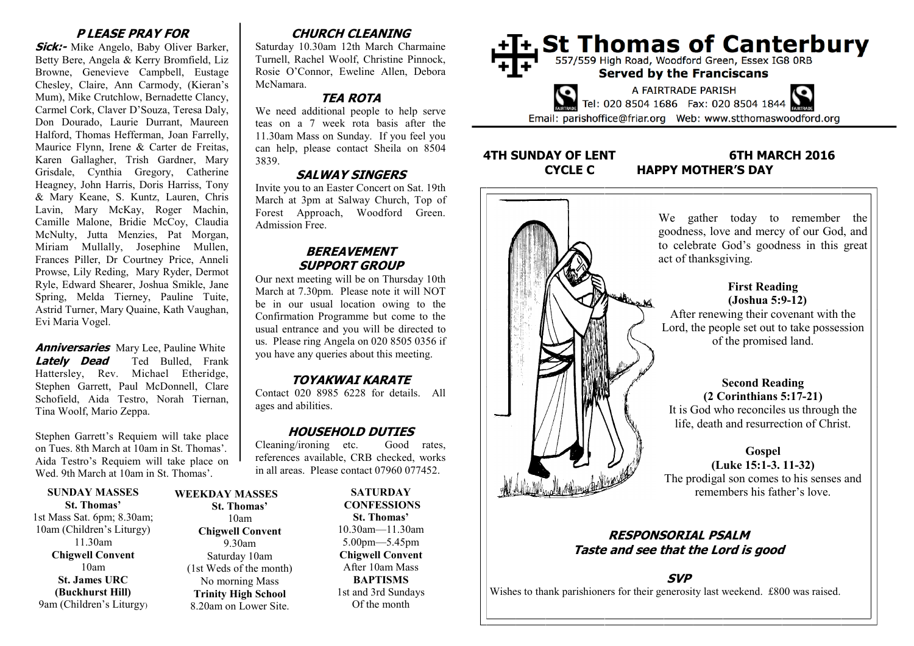## PLEASE PRAY FOR

***Sick:-*** Mike Angelo, Baby Oliver Barker, Betty Bere, Angela & Kerry Bromfield, Liz Browne, Genevieve Campbell, Eustage Chesley, Claire, Ann Carmody, (Kieran's Mum), Mike Crutchlow, Bernadette Clancy, Carmel Cork, Claver D'Souza, Teresa Daly, Don Dourado, Laurie Durrant, Maureen Halford, Thomas Hefferman, Joan Farrelly, Maurice Flynn, Irene & Carter de Freitas, Karen Gallagher, Trish Gardner, Mary Grisdale, Cynthia Gregory, Catherine Heagney, John Harris, Doris Harriss, Tony & Mary Keane, S. Kuntz, Lauren, Chris Lavin, Mary McKay, Roger Machin, Camille Malone, Bridie McCoy, Claudia McNulty, Jutta Menzies, Pat Morgan, Miriam Mullally, Josephine Mullen, Frances Piller, Dr Courtney Price, Anneli Prowse, Lily Reding, Mary Ryder, Dermot Ryle, Edward Shearer, Joshua Smikle, Jane Spring, Melda Tierney, Pauline Tuite, Astrid Turner, Mary Quaine, Kath Vaughan, Evi Maria Vogel.

***Anniversaries*** Mary Lee, Pauline White
***Lately Dead*** Ted Bulled, Frank Hattersley, Rev. Michael Etheridge, Stephen Garrett, Paul McDonnell, Clare Schofield, Aida Testro, Norah Tiernan, Tina Woolf, Mario Zeppa.

Stephen Garrett's Requiem will take place on Tues. 8th March at 10am in St. Thomas'. Aida Testro's Requiem will take place on Wed. 9th March at 10am in St. Thomas'.

## CHURCH CLEANING

Saturday 10.30am 12th March Charmaine Turnell, Rachel Woolf, Christine Pinnock, Rosie O'Connor, Eweline Allen, Debora McNamara.

## TEA ROTA

We need additional people to help serve teas on a 7 week rota basis after the 11.30am Mass on Sunday. If you feel you can help, please contact Sheila on 8504 3839.

## SALWAY SINGERS

Invite you to an Easter Concert on Sat. 19th March at 3pm at Salway Church, Top of Forest Approach, Woodford Green. Admission Free.

## BEREAVEMENT SUPPORT GROUP

Our next meeting will be on Thursday 10th March at 7.30pm. Please note it will NOT be in our usual location owing to the Confirmation Programme but come to the usual entrance and you will be directed to us. Please ring Angela on 020 8505 0356 if you have any queries about this meeting.

## TOYAKWAI KARATE

Contact 020 8985 6228 for details. All ages and abilities.

## HOUSEHOLD DUTIES

Cleaning/ironing etc. Good rates, references available, CRB checked, works in all areas. Please contact 07960 077452.

**SUNDAY MASSES**
**St. Thomas'**
1st Mass Sat. 6pm; 8.30am;
10am (Children's Liturgy)
11.30am
**Chigwell Convent**
10am
**St. James URC (Buckhurst Hill)**
9am (Children's Liturgy)

**WEEKDAY MASSES**
**St. Thomas'**
10am
**Chigwell Convent**
9.30am
Saturday 10am
(1st Weds of the month)
No morning Mass
**Trinity High School**
8.20am on Lower Site.

**SATURDAY CONFESSIONS**
**St. Thomas'**
10.30am—11.30am
5.00pm—5.45pm
**Chigwell Convent**
After 10am Mass
**BAPTISMS**
1st and 3rd Sundays
Of the month

# St Thomas of Canterbury

557/559 High Road, Woodford Green, Essex IG8 0RB
**Served by the Franciscans**

A FAIRTRADE PARISH
Tel: 020 8504 1686 Fax: 020 8504 1844
Email: parishoffice@friar.org Web: www.stthomaswoodford.org

**4TH SUNDAY OF LENT — 6TH MARCH 2016**
**CYCLE C — HAPPY MOTHER'S DAY**

We gather today to remember the goodness, love and mercy of our God, and to celebrate God's goodness in this great act of thanksgiving.

**First Reading**
**(Joshua 5:9-12)**
After renewing their covenant with the Lord, the people set out to take possession of the promised land.

**Second Reading**
**(2 Corinthians 5:17-21)**
It is God who reconciles us through the life, death and resurrection of Christ.

**Gospel**
**(Luke 15:1-3. 11-32)**
The prodigal son comes to his senses and remembers his father's love.

## RESPONSORIAL PSALM
***Taste and see that the Lord is good***

## SVP

Wishes to thank parishioners for their generosity last weekend. £800 was raised.